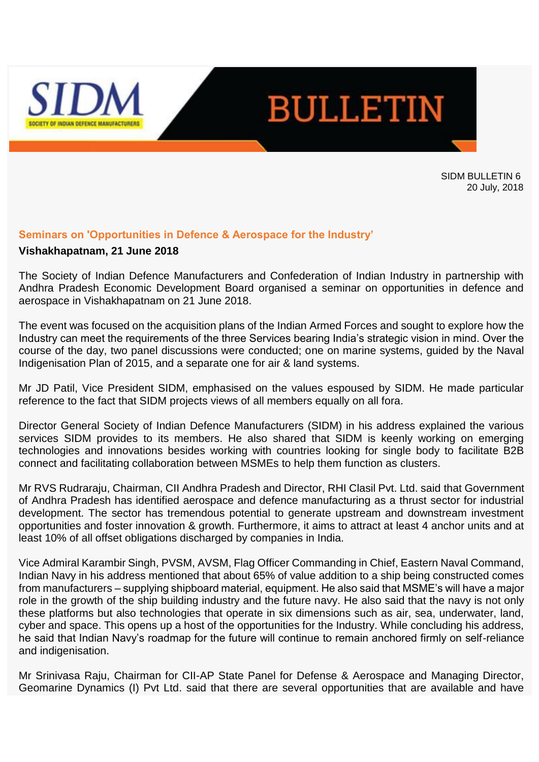# SIDM BULLETIN

SIDM BULLETIN 6
20 July, 2018

## Seminars on 'Opportunities in Defence & Aerospace for the Industry'

**Vishakhapatnam, 21 June 2018**

The Society of Indian Defence Manufacturers and Confederation of Indian Industry in partnership with Andhra Pradesh Economic Development Board organised a seminar on opportunities in defence and aerospace in Vishakhapatnam on 21 June 2018.

The event was focused on the acquisition plans of the Indian Armed Forces and sought to explore how the Industry can meet the requirements of the three Services bearing India's strategic vision in mind. Over the course of the day, two panel discussions were conducted; one on marine systems, guided by the Naval Indigenisation Plan of 2015, and a separate one for air & land systems.

Mr JD Patil, Vice President SIDM, emphasised on the values espoused by SIDM. He made particular reference to the fact that SIDM projects views of all members equally on all fora.

Director General Society of Indian Defence Manufacturers (SIDM) in his address explained the various services SIDM provides to its members. He also shared that SIDM is keenly working on emerging technologies and innovations besides working with countries looking for single body to facilitate B2B connect and facilitating collaboration between MSMEs to help them function as clusters.

Mr RVS Rudraraju, Chairman, CII Andhra Pradesh and Director, RHI Clasil Pvt. Ltd. said that Government of Andhra Pradesh has identified aerospace and defence manufacturing as a thrust sector for industrial development. The sector has tremendous potential to generate upstream and downstream investment opportunities and foster innovation & growth. Furthermore, it aims to attract at least 4 anchor units and at least 10% of all offset obligations discharged by companies in India.

Vice Admiral Karambir Singh, PVSM, AVSM, Flag Officer Commanding in Chief, Eastern Naval Command, Indian Navy in his address mentioned that about 65% of value addition to a ship being constructed comes from manufacturers – supplying shipboard material, equipment. He also said that MSME's will have a major role in the growth of the ship building industry and the future navy. He also said that the navy is not only these platforms but also technologies that operate in six dimensions such as air, sea, underwater, land, cyber and space. This opens up a host of the opportunities for the Industry. While concluding his address, he said that Indian Navy's roadmap for the future will continue to remain anchored firmly on self-reliance and indigenisation.

Mr Srinivasa Raju, Chairman for CII-AP State Panel for Defense & Aerospace and Managing Director, Geomarine Dynamics (I) Pvt Ltd. said that there are several opportunities that are available and have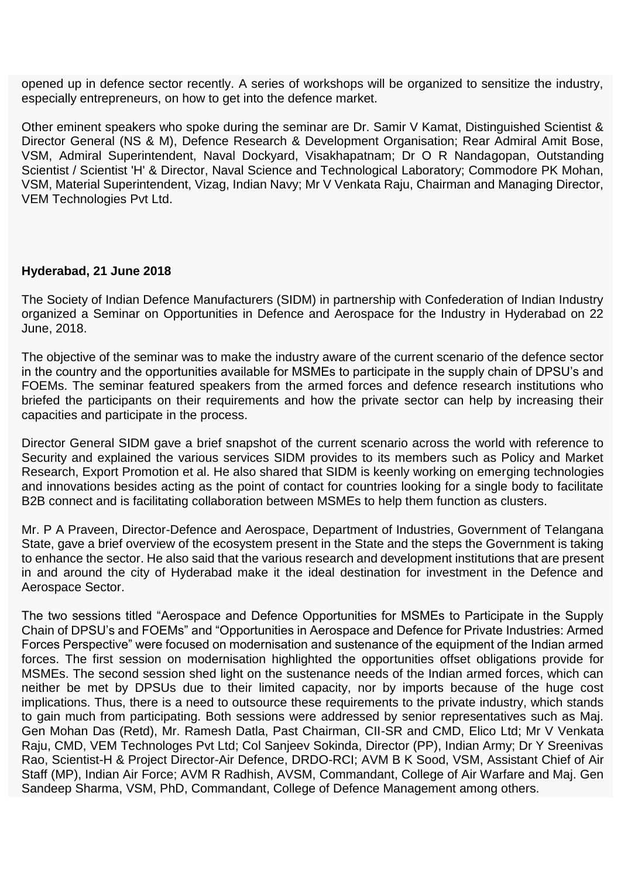opened up in defence sector recently. A series of workshops will be organized to sensitize the industry, especially entrepreneurs, on how to get into the defence market.

Other eminent speakers who spoke during the seminar are Dr. Samir V Kamat, Distinguished Scientist & Director General (NS & M), Defence Research & Development Organisation; Rear Admiral Amit Bose, VSM, Admiral Superintendent, Naval Dockyard, Visakhapatnam; Dr O R Nandagopan, Outstanding Scientist / Scientist 'H' & Director, Naval Science and Technological Laboratory; Commodore PK Mohan, VSM, Material Superintendent, Vizag, Indian Navy; Mr V Venkata Raju, Chairman and Managing Director, VEM Technologies Pvt Ltd.

**Hyderabad, 21 June 2018**

The Society of Indian Defence Manufacturers (SIDM) in partnership with Confederation of Indian Industry organized a Seminar on Opportunities in Defence and Aerospace for the Industry in Hyderabad on 22 June, 2018.

The objective of the seminar was to make the industry aware of the current scenario of the defence sector in the country and the opportunities available for MSMEs to participate in the supply chain of DPSU's and FOEMs. The seminar featured speakers from the armed forces and defence research institutions who briefed the participants on their requirements and how the private sector can help by increasing their capacities and participate in the process.

Director General SIDM gave a brief snapshot of the current scenario across the world with reference to Security and explained the various services SIDM provides to its members such as Policy and Market Research, Export Promotion et al. He also shared that SIDM is keenly working on emerging technologies and innovations besides acting as the point of contact for countries looking for a single body to facilitate B2B connect and is facilitating collaboration between MSMEs to help them function as clusters.

Mr. P A Praveen, Director-Defence and Aerospace, Department of Industries, Government of Telangana State, gave a brief overview of the ecosystem present in the State and the steps the Government is taking to enhance the sector. He also said that the various research and development institutions that are present in and around the city of Hyderabad make it the ideal destination for investment in the Defence and Aerospace Sector.

The two sessions titled "Aerospace and Defence Opportunities for MSMEs to Participate in the Supply Chain of DPSU's and FOEMs" and "Opportunities in Aerospace and Defence for Private Industries: Armed Forces Perspective" were focused on modernisation and sustenance of the equipment of the Indian armed forces. The first session on modernisation highlighted the opportunities offset obligations provide for MSMEs. The second session shed light on the sustenance needs of the Indian armed forces, which can neither be met by DPSUs due to their limited capacity, nor by imports because of the huge cost implications. Thus, there is a need to outsource these requirements to the private industry, which stands to gain much from participating. Both sessions were addressed by senior representatives such as Maj. Gen Mohan Das (Retd), Mr. Ramesh Datla, Past Chairman, CII-SR and CMD, Elico Ltd; Mr V Venkata Raju, CMD, VEM Technologes Pvt Ltd; Col Sanjeev Sokinda, Director (PP), Indian Army; Dr Y Sreenivas Rao, Scientist-H & Project Director-Air Defence, DRDO-RCI; AVM B K Sood, VSM, Assistant Chief of Air Staff (MP), Indian Air Force; AVM R Radhish, AVSM, Commandant, College of Air Warfare and Maj. Gen Sandeep Sharma, VSM, PhD, Commandant, College of Defence Management among others.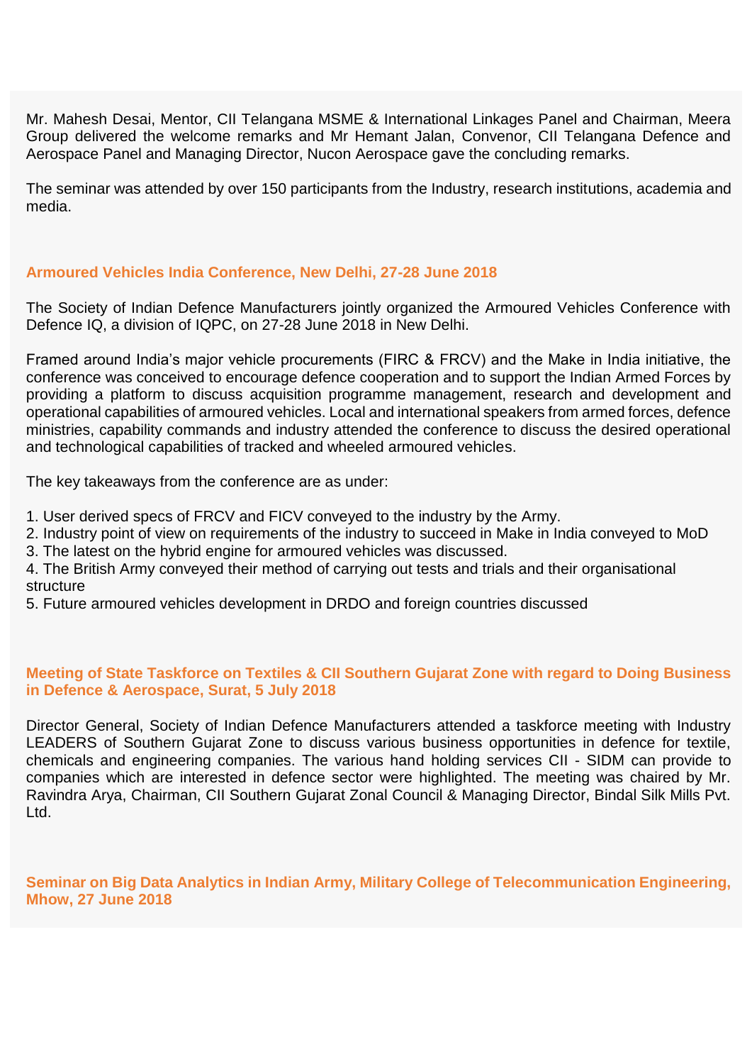Mr. Mahesh Desai, Mentor, CII Telangana MSME & International Linkages Panel and Chairman, Meera Group delivered the welcome remarks and Mr Hemant Jalan, Convenor, CII Telangana Defence and Aerospace Panel and Managing Director, Nucon Aerospace gave the concluding remarks.

The seminar was attended by over 150 participants from the Industry, research institutions, academia and media.

### Armoured Vehicles India Conference, New Delhi, 27-28 June 2018

The Society of Indian Defence Manufacturers jointly organized the Armoured Vehicles Conference with Defence IQ, a division of IQPC, on 27-28 June 2018 in New Delhi.

Framed around India's major vehicle procurements (FIRC & FRCV) and the Make in India initiative, the conference was conceived to encourage defence cooperation and to support the Indian Armed Forces by providing a platform to discuss acquisition programme management, research and development and operational capabilities of armoured vehicles. Local and international speakers from armed forces, defence ministries, capability commands and industry attended the conference to discuss the desired operational and technological capabilities of tracked and wheeled armoured vehicles.

The key takeaways from the conference are as under:

1. User derived specs of FRCV and FICV conveyed to the industry by the Army.
2. Industry point of view on requirements of the industry to succeed in Make in India conveyed to MoD
3. The latest on the hybrid engine for armoured vehicles was discussed.
4. The British Army conveyed their method of carrying out tests and trials and their organisational structure
5. Future armoured vehicles development in DRDO and foreign countries discussed

### Meeting of State Taskforce on Textiles & CII Southern Gujarat Zone with regard to Doing Business in Defence & Aerospace, Surat, 5 July 2018

Director General, Society of Indian Defence Manufacturers attended a taskforce meeting with Industry LEADERS of Southern Gujarat Zone to discuss various business opportunities in defence for textile, chemicals and engineering companies. The various hand holding services CII - SIDM can provide to companies which are interested in defence sector were highlighted. The meeting was chaired by Mr. Ravindra Arya, Chairman, CII Southern Gujarat Zonal Council & Managing Director, Bindal Silk Mills Pvt. Ltd.

### Seminar on Big Data Analytics in Indian Army, Military College of Telecommunication Engineering, Mhow, 27 June 2018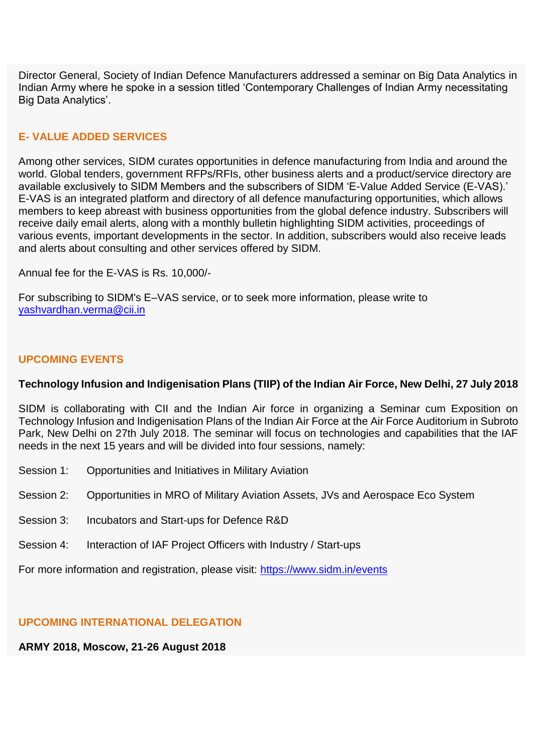Director General, Society of Indian Defence Manufacturers addressed a seminar on Big Data Analytics in Indian Army where he spoke in a session titled 'Contemporary Challenges of Indian Army necessitating Big Data Analytics'.

## E- VALUE ADDED SERVICES

Among other services, SIDM curates opportunities in defence manufacturing from India and around the world. Global tenders, government RFPs/RFIs, other business alerts and a product/service directory are available exclusively to SIDM Members and the subscribers of SIDM 'E-Value Added Service (E-VAS).' E-VAS is an integrated platform and directory of all defence manufacturing opportunities, which allows members to keep abreast with business opportunities from the global defence industry. Subscribers will receive daily email alerts, along with a monthly bulletin highlighting SIDM activities, proceedings of various events, important developments in the sector. In addition, subscribers would also receive leads and alerts about consulting and other services offered by SIDM.

Annual fee for the E-VAS is Rs. 10,000/-

For subscribing to SIDM's E–VAS service, or to seek more information, please write to [yashvardhan.verma@cii.in](mailto:yashvardhan.verma@cii.in)

## UPCOMING EVENTS

**Technology Infusion and Indigenisation Plans (TIIP) of the Indian Air Force, New Delhi, 27 July 2018**

SIDM is collaborating with CII and the Indian Air force in organizing a Seminar cum Exposition on Technology Infusion and Indigenisation Plans of the Indian Air Force at the Air Force Auditorium in Subroto Park, New Delhi on 27th July 2018. The seminar will focus on technologies and capabilities that the IAF needs in the next 15 years and will be divided into four sessions, namely:

Session 1: Opportunities and Initiatives in Military Aviation

Session 2: Opportunities in MRO of Military Aviation Assets, JVs and Aerospace Eco System

Session 3: Incubators and Start-ups for Defence R&D

Session 4: Interaction of IAF Project Officers with Industry / Start-ups

For more information and registration, please visit: [https://www.sidm.in/events](https://www.sidm.in/events)

## UPCOMING INTERNATIONAL DELEGATION

**ARMY 2018, Moscow, 21-26 August 2018**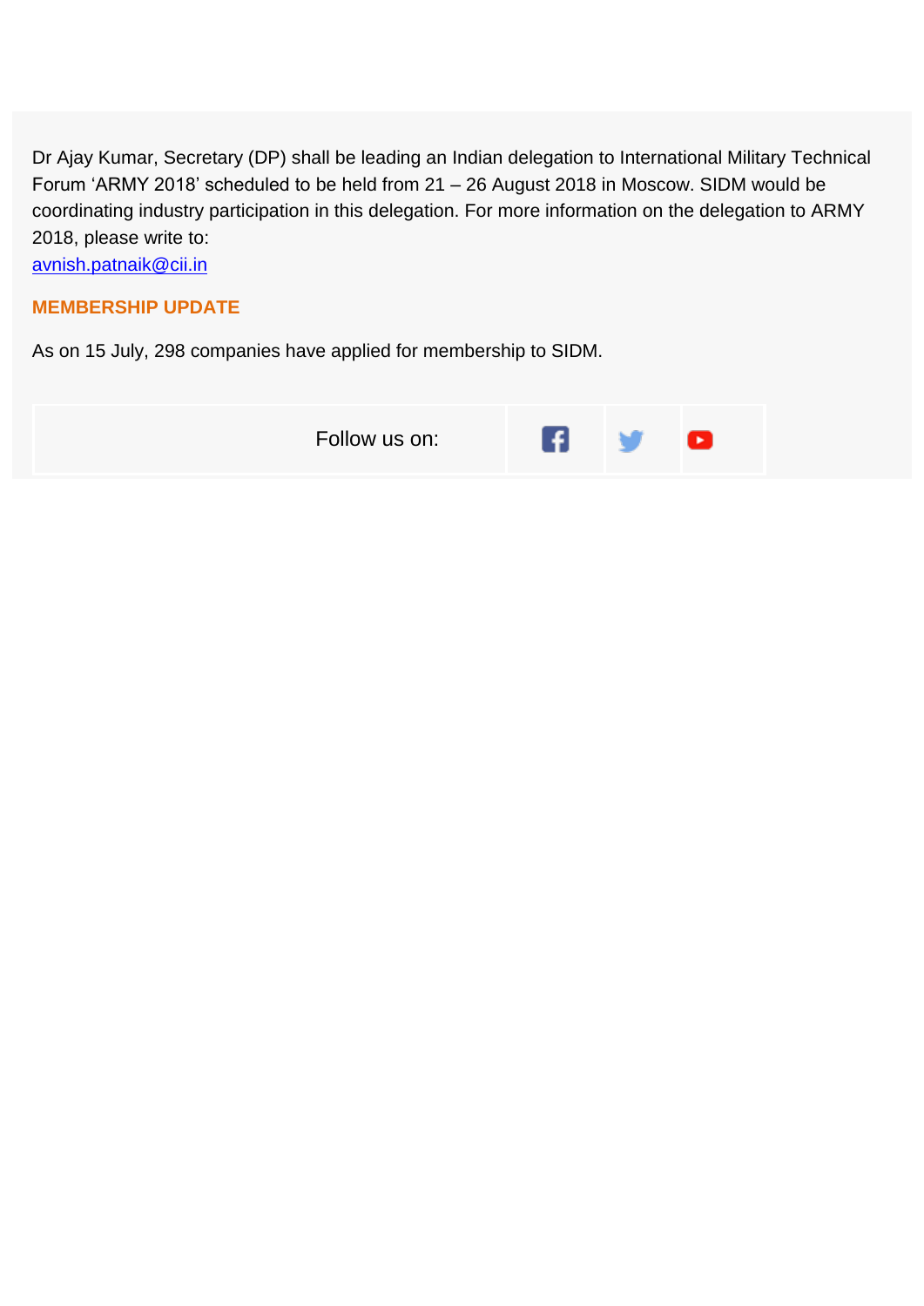Dr Ajay Kumar, Secretary (DP) shall be leading an Indian delegation to International Military Technical Forum 'ARMY 2018' scheduled to be held from 21 – 26 August 2018 in Moscow. SIDM would be coordinating industry participation in this delegation. For more information on the delegation to ARMY 2018, please write to:
avnish.patnaik@cii.in

### MEMBERSHIP UPDATE

As on 15 July, 298 companies have applied for membership to SIDM.

Follow us on: